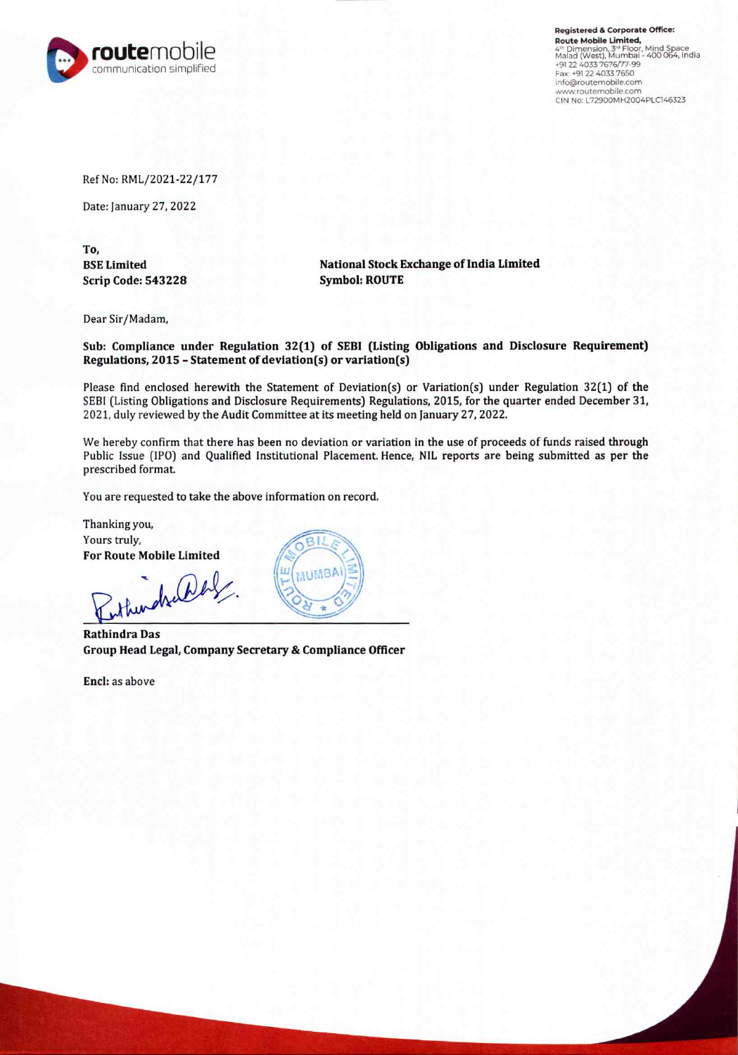**route**mobile
communication simplified

**Registered & Corporate Office:**
**Route Mobile Limited,**
4th Dimension, 3rd Floor, Mind Space
Malad (West), Mumbai - 400 064, India
+91 22 4033 7676/77-99
Fax: +91 22 4033 7650
info@routemobile.com
www.routemobile.com
CIN No: L72900MH2004PLC146323

Ref No: RML/2021-22/177

Date: January 27, 2022

**To,**

**BSE Limited**
**Scrip Code: 543228**

**National Stock Exchange of India Limited**
**Symbol: ROUTE**

Dear Sir/Madam,

**Sub: Compliance under Regulation 32(1) of SEBI (Listing Obligations and Disclosure Requirement) Regulations, 2015 – Statement of deviation(s) or variation(s)**

Please find enclosed herewith the Statement of Deviation(s) or Variation(s) under Regulation 32(1) of the SEBI (Listing Obligations and Disclosure Requirements) Regulations, 2015, for the quarter ended December 31, 2021, duly reviewed by the Audit Committee at its meeting held on January 27, 2022.

We hereby confirm that there has been no deviation or variation in the use of proceeds of funds raised through Public Issue (IPO) and Qualified Institutional Placement. Hence, NIL reports are being submitted as per the prescribed format.

You are requested to take the above information on record.

Thanking you,
Yours truly,
**For Route Mobile Limited**

**Rathindra Das**
**Group Head Legal, Company Secretary & Compliance Officer**

**Encl:** as above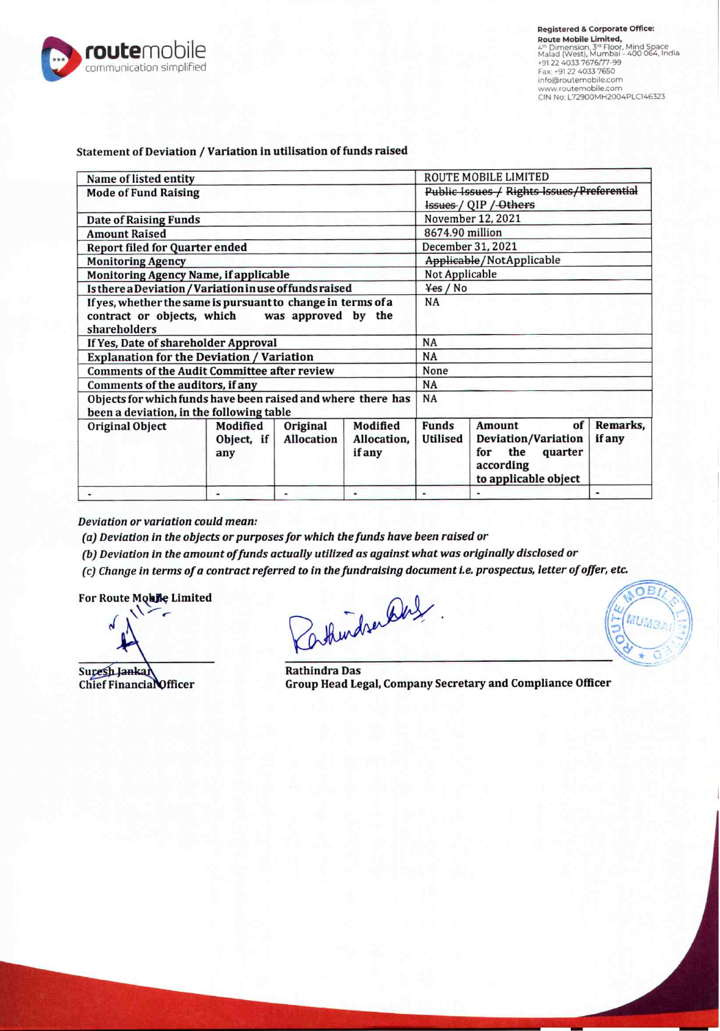**Registered & Corporate Office:**
**Route Mobile Limited,**
4th Dimension, 3rd Floor, Mind Space
Malad (West), Mumbai - 400 064, India
+91 22 4033 7676/77-99
Fax: +91 22 4033 7650
info@routemobile.com
www.routemobile.com
CIN No: L72900MH2004PLC146323

## Statement of Deviation / Variation in utilisation of funds raised

| | | | | | | |
|---|---|---|---|---|---|---|
| **Name of listed entity** | | | | ROUTE MOBILE LIMITED | | |
| **Mode of Fund Raising** | | | | ~~Public Issues / Rights Issues/Preferential Issues~~ / QIP / ~~Others~~ | | |
| **Date of Raising Funds** | | | | November 12, 2021 | | |
| **Amount Raised** | | | | 8674.90 million | | |
| **Report filed for Quarter ended** | | | | December 31, 2021 | | |
| **Monitoring Agency** | | | | ~~Applicable~~/NotApplicable | | |
| **Monitoring Agency Name, if applicable** | | | | Not Applicable | | |
| **Is there a Deviation / Variation in use of funds raised** | | | | ~~Yes~~ / No | | |
| **If yes, whether the same is pursuant to change in terms of a contract or objects, which was approved by the shareholders** | | | | NA | | |
| **If Yes, Date of shareholder Approval** | | | | NA | | |
| **Explanation for the Deviation / Variation** | | | | NA | | |
| **Comments of the Audit Committee after review** | | | | None | | |
| **Comments of the auditors, if any** | | | | NA | | |
| **Objects for which funds have been raised and where there has been a deviation, in the following table** | | | | NA | | |
| **Original Object** | **Modified Object, if any** | **Original Allocation** | **Modified Allocation, if any** | **Funds Utilised** | **Amount of Deviation/Variation for the quarter according to applicable object** | **Remarks, if any** |
| - | - | - | - | - | - | - |

***Deviation or variation could mean:***

***(a) Deviation in the objects or purposes for which the funds have been raised or***

***(b) Deviation in the amount of funds actually utilized as against what was originally disclosed or***

***(c) Change in terms of a contract referred to in the fundraising document i.e. prospectus, letter of offer, etc.***

**For Route Mobile Limited**

**Suresh Jankar**
**Chief Financial Officer**

**Rathindra Das**
**Group Head Legal, Company Secretary and Compliance Officer**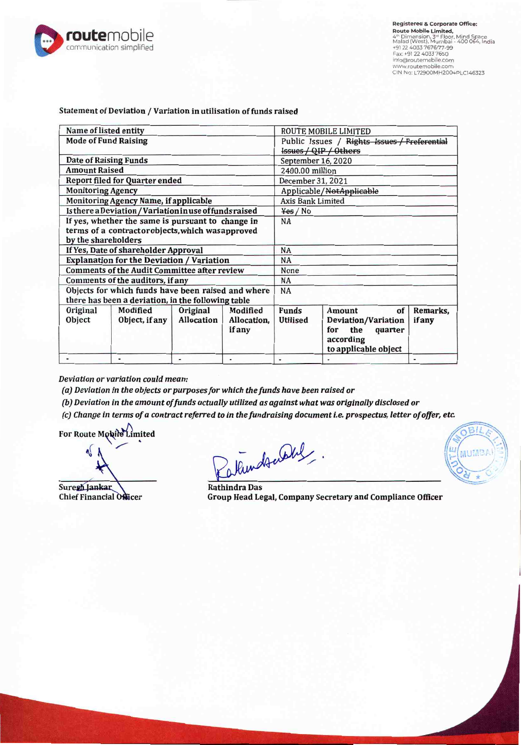Registered & Corporate Office:
**Route Mobile Limited,**
4th Dimension, 3rd Floor, Mind Space
Malad (West), Mumbai - 400 064, India
+91 22 4033 7676/77-99
Fax: +91 22 4033 7650
info@routemobile.com
www.routemobile.com
CIN No: L72900MH2004PLC146323

## Statement of Deviation / Variation in utilisation of funds raised

| | | | | | | |
|---|---|---|---|---|---|---|
| Name of listed entity | | | | ROUTE MOBILE LIMITED | | |
| Mode of Fund Raising | | | | Public Issues / ~~Rights Issues / Preferential Issues / QIP / Others~~ | | |
| Date of Raising Funds | | | | September 16, 2020 | | |
| Amount Raised | | | | 2400.00 million | | |
| Report filed for Quarter ended | | | | December 31, 2021 | | |
| Monitoring Agency | | | | Applicable/~~NotApplicable~~ | | |
| Monitoring Agency Name, if applicable | | | | Axis Bank Limited | | |
| Is there a Deviation / Variation in use of funds raised | | | | ~~Yes~~ / No | | |
| If yes, whether the same is pursuant to change in terms of a contract or objects, which was approved by the shareholders | | | | NA | | |
| If Yes, Date of shareholder Approval | | | | NA | | |
| Explanation for the Deviation / Variation | | | | NA | | |
| Comments of the Audit Committee after review | | | | None | | |
| Comments of the auditors, if any | | | | NA | | |
| Objects for which funds have been raised and where there has been a deviation, in the following table | | | | NA | | |
| Original Object | Modified Object, if any | Original Allocation | Modified Allocation, if any | Funds Utilised | Amount of Deviation/Variation for the quarter according to applicable object | Remarks, if any |
| - | - | - | - | - | - | - |

*Deviation or variation could mean:*

*(a) Deviation in the objects or purposes for which the funds have been raised or*

*(b) Deviation in the amount of funds actually utilized as against what was originally disclosed or*

*(c) Change in terms of a contract referred to in the fundraising document i.e. prospectus, letter of offer, etc.*

For Route Mobile Limited

Suresh Jankar
Chief Financial Officer

Rathindra Das
Group Head Legal, Company Secretary and Compliance Officer